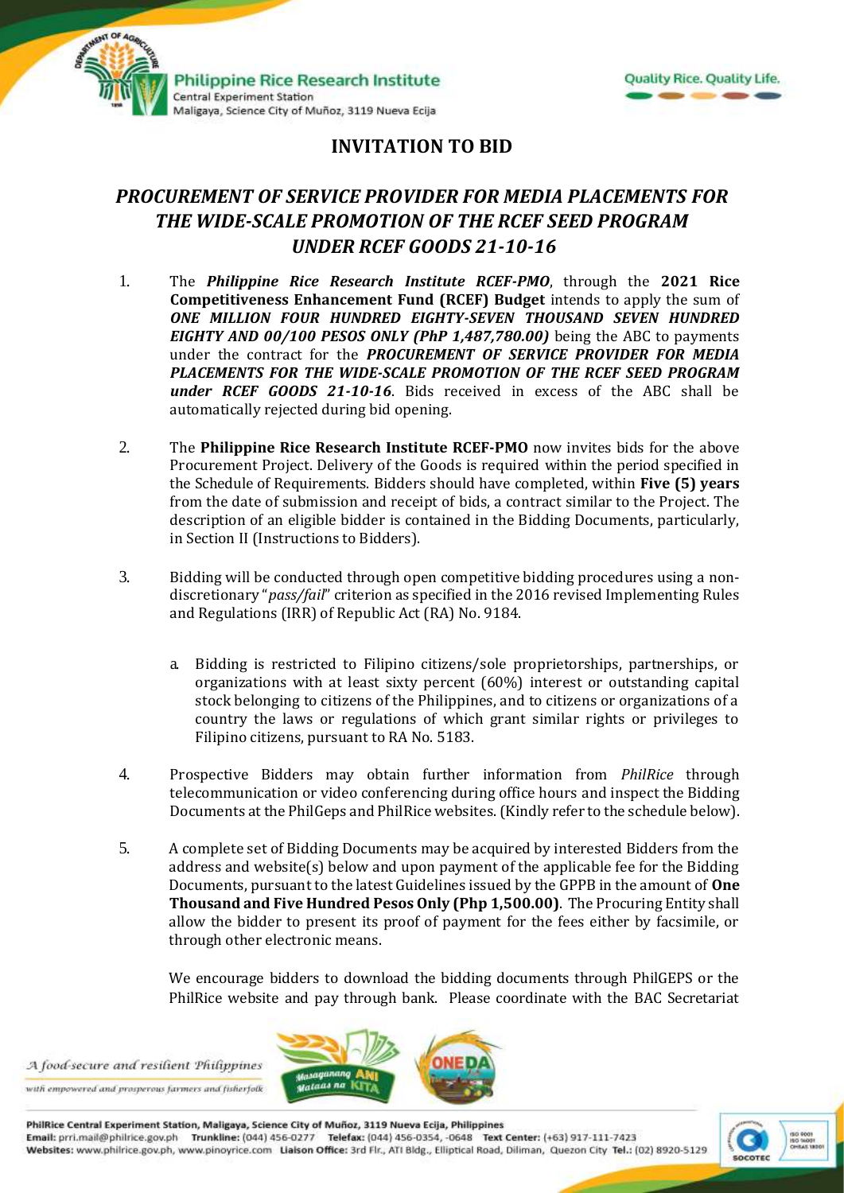# INVITATION TO BID

## *PROCUREMENT OF SERVICE PROVIDER FOR MEDIA PLACEMENTS FOR THE WIDE-SCALE PROMOTION OF THE RCEF SEED PROGRAM UNDER RCEF GOODS 21-10-16*

1. The ***Philippine Rice Research Institute RCEF-PMO***, through the **2021 Rice Competitiveness Enhancement Fund (RCEF) Budget** intends to apply the sum of ***ONE MILLION FOUR HUNDRED EIGHTY-SEVEN THOUSAND SEVEN HUNDRED EIGHTY AND 00/100 PESOS ONLY (PhP 1,487,780.00)*** being the ABC to payments under the contract for the ***PROCUREMENT OF SERVICE PROVIDER FOR MEDIA PLACEMENTS FOR THE WIDE-SCALE PROMOTION OF THE RCEF SEED PROGRAM under RCEF GOODS 21-10-16***. Bids received in excess of the ABC shall be automatically rejected during bid opening.

2. The **Philippine Rice Research Institute RCEF-PMO** now invites bids for the above Procurement Project. Delivery of the Goods is required within the period specified in the Schedule of Requirements. Bidders should have completed, within **Five (5) years** from the date of submission and receipt of bids, a contract similar to the Project. The description of an eligible bidder is contained in the Bidding Documents, particularly, in Section II (Instructions to Bidders).

3. Bidding will be conducted through open competitive bidding procedures using a non-discretionary "*pass/fail*" criterion as specified in the 2016 revised Implementing Rules and Regulations (IRR) of Republic Act (RA) No. 9184.

   a. Bidding is restricted to Filipino citizens/sole proprietorships, partnerships, or organizations with at least sixty percent (60%) interest or outstanding capital stock belonging to citizens of the Philippines, and to citizens or organizations of a country the laws or regulations of which grant similar rights or privileges to Filipino citizens, pursuant to RA No. 5183.

4. Prospective Bidders may obtain further information from *PhilRice* through telecommunication or video conferencing during office hours and inspect the Bidding Documents at the PhilGeps and PhilRice websites. (Kindly refer to the schedule below).

5. A complete set of Bidding Documents may be acquired by interested Bidders from the address and website(s) below and upon payment of the applicable fee for the Bidding Documents, pursuant to the latest Guidelines issued by the GPPB in the amount of **One Thousand and Five Hundred Pesos Only (Php 1,500.00)**. The Procuring Entity shall allow the bidder to present its proof of payment for the fees either by facsimile, or through other electronic means.

   We encourage bidders to download the bidding documents through PhilGEPS or the PhilRice website and pay through bank. Please coordinate with the BAC Secretariat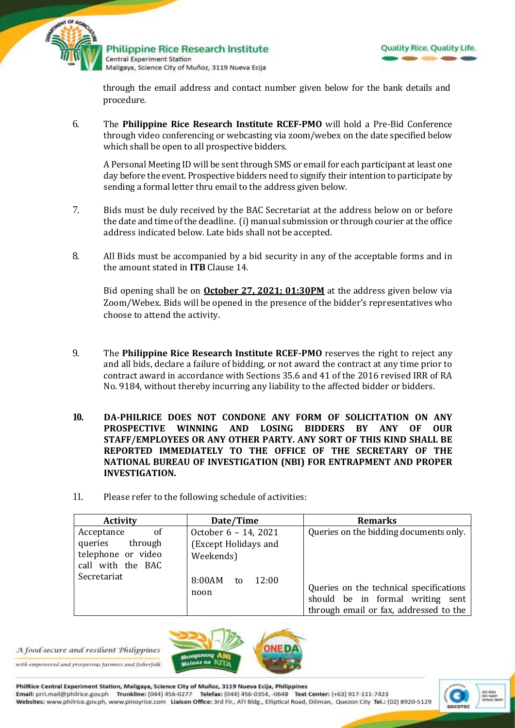through the email address and contact number given below for the bank details and procedure.

6. The **Philippine Rice Research Institute RCEF-PMO** will hold a Pre-Bid Conference through video conferencing or webcasting via zoom/webex on the date specified below which shall be open to all prospective bidders.

   A Personal Meeting ID will be sent through SMS or email for each participant at least one day before the event. Prospective bidders need to signify their intention to participate by sending a formal letter thru email to the address given below.

7. Bids must be duly received by the BAC Secretariat at the address below on or before the date and time of the deadline. (i) manual submission or through courier at the office address indicated below. Late bids shall not be accepted.

8. All Bids must be accompanied by a bid security in any of the acceptable forms and in the amount stated in **ITB** Clause 14.

   Bid opening shall be on **October 27, 2021; 01:30PM** at the address given below via Zoom/Webex. Bids will be opened in the presence of the bidder's representatives who choose to attend the activity.

9. The **Philippine Rice Research Institute RCEF-PMO** reserves the right to reject any and all bids, declare a failure of bidding, or not award the contract at any time prior to contract award in accordance with Sections 35.6 and 41 of the 2016 revised IRR of RA No. 9184, without thereby incurring any liability to the affected bidder or bidders.

10. **DA-PHILRICE DOES NOT CONDONE ANY FORM OF SOLICITATION ON ANY PROSPECTIVE WINNING AND LOSING BIDDERS BY ANY OF OUR STAFF/EMPLOYEES OR ANY OTHER PARTY. ANY SORT OF THIS KIND SHALL BE REPORTED IMMEDIATELY TO THE OFFICE OF THE SECRETARY OF THE NATIONAL BUREAU OF INVESTIGATION (NBI) FOR ENTRAPMENT AND PROPER INVESTIGATION.**

11. Please refer to the following schedule of activities:

| Activity | Date/Time | Remarks |
| --- | --- | --- |
| Acceptance of queries through telephone or video call with the BAC Secretariat | October 6 – 14, 2021 (Except Holidays and Weekends)<br><br>8:00AM to 12:00 noon | Queries on the bidding documents only.<br><br>Queries on the technical specifications should be in formal writing sent through email or fax, addressed to the |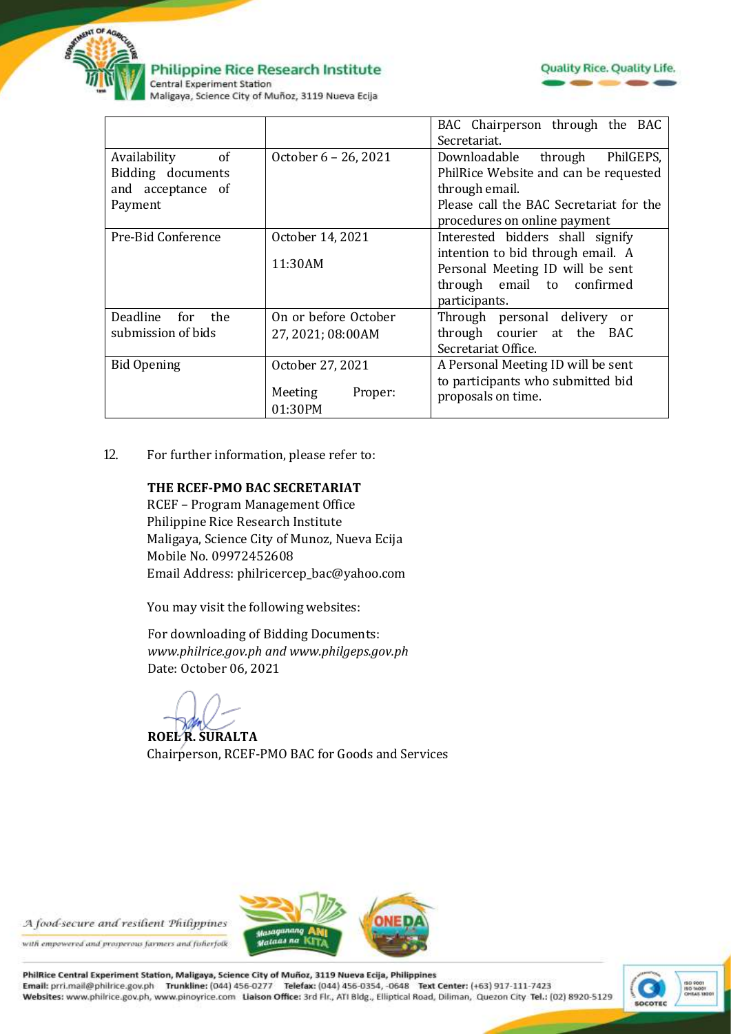| | | |
|---|---|---|
| | | BAC Chairperson through the BAC Secretariat. |
| Availability of Bidding documents and acceptance of Payment | October 6 – 26, 2021 | Downloadable through PhilGEPS, PhilRice Website and can be requested through email. Please call the BAC Secretariat for the procedures on online payment |
| Pre-Bid Conference | October 14, 2021 11:30AM | Interested bidders shall signify intention to bid through email. A Personal Meeting ID will be sent through email to confirmed participants. |
| Deadline for the submission of bids | On or before October 27, 2021; 08:00AM | Through personal delivery or through courier at the BAC Secretariat Office. |
| Bid Opening | October 27, 2021 Meeting Proper: 01:30PM | A Personal Meeting ID will be sent to participants who submitted bid proposals on time. |

12. For further information, please refer to:

**THE RCEF-PMO BAC SECRETARIAT**
RCEF – Program Management Office
Philippine Rice Research Institute
Maligaya, Science City of Munoz, Nueva Ecija
Mobile No. 09972452608
Email Address: philricercep_bac@yahoo.com

You may visit the following websites:

For downloading of Bidding Documents:
*www.philrice.gov.ph and www.philgeps.gov.ph*
Date: October 06, 2021

**ROEL R. SURALTA**
Chairperson, RCEF-PMO BAC for Goods and Services